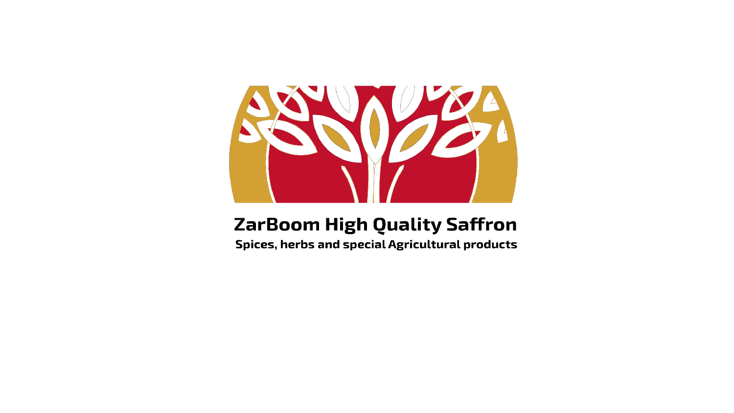# ZarBoom High Quality Saffron

**Spices, herbs and special Agricultural products**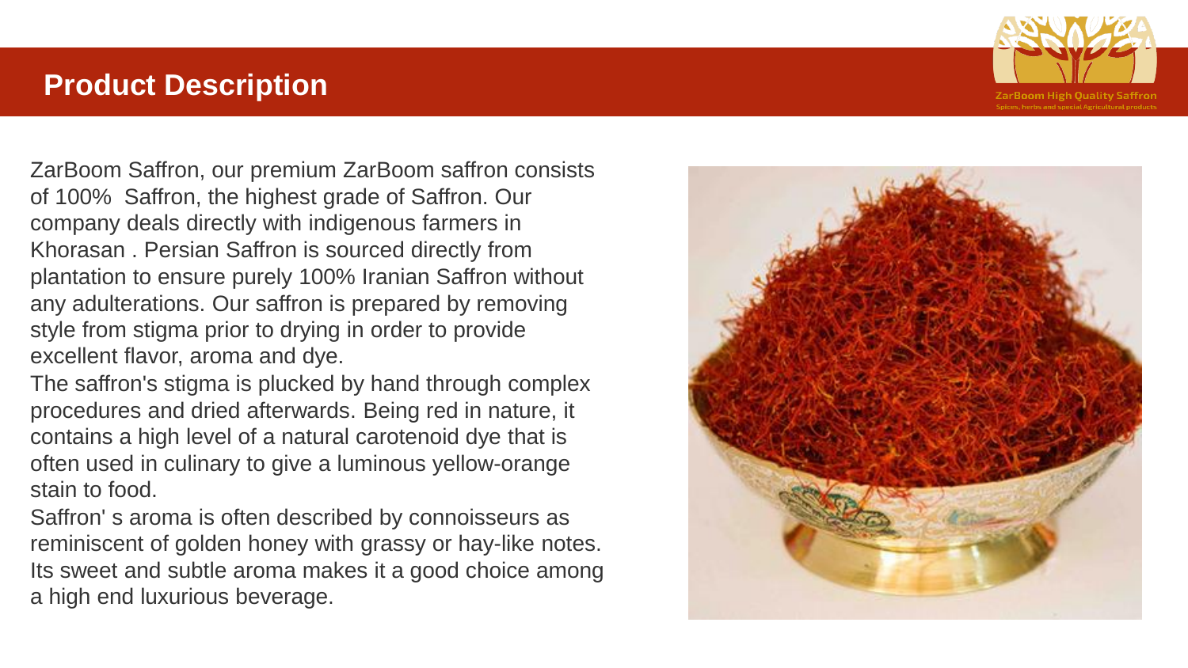## Product Description

ZarBoom Saffron, our premium ZarBoom saffron consists of 100%  Saffron, the highest grade of Saffron. Our company deals directly with indigenous farmers in Khorasan . Persian Saffron is sourced directly from plantation to ensure purely 100% Iranian Saffron without any adulterations. Our saffron is prepared by removing style from stigma prior to drying in order to provide excellent flavor, aroma and dye.

The saffron's stigma is plucked by hand through complex procedures and dried afterwards. Being red in nature, it contains a high level of a natural carotenoid dye that is often used in culinary to give a luminous yellow-orange stain to food.

Saffron' s aroma is often described by connoisseurs as reminiscent of golden honey with grassy or hay-like notes. Its sweet and subtle aroma makes it a good choice among a high end luxurious beverage.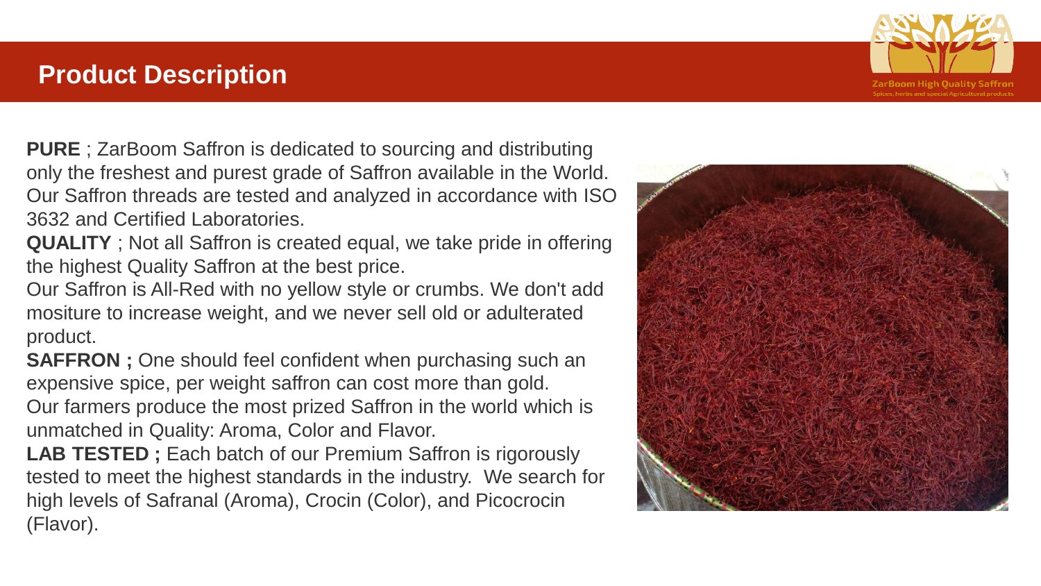# Product Description

**PURE** ; ZarBoom Saffron is dedicated to sourcing and distributing only the freshest and purest grade of Saffron available in the World. Our Saffron threads are tested and analyzed in accordance with ISO 3632 and Certified Laboratories.

**QUALITY** ; Not all Saffron is created equal, we take pride in offering the highest Quality Saffron at the best price.

Our Saffron is All-Red with no yellow style or crumbs. We don't add mositure to increase weight, and we never sell old or adulterated product.

**SAFFRON ;** One should feel confident when purchasing such an expensive spice, per weight saffron can cost more than gold.

Our farmers produce the most prized Saffron in the world which is unmatched in Quality: Aroma, Color and Flavor.

**LAB TESTED ;** Each batch of our Premium Saffron is rigorously tested to meet the highest standards in the industry. We search for high levels of Safranal (Aroma), Crocin (Color), and Picocrocin (Flavor).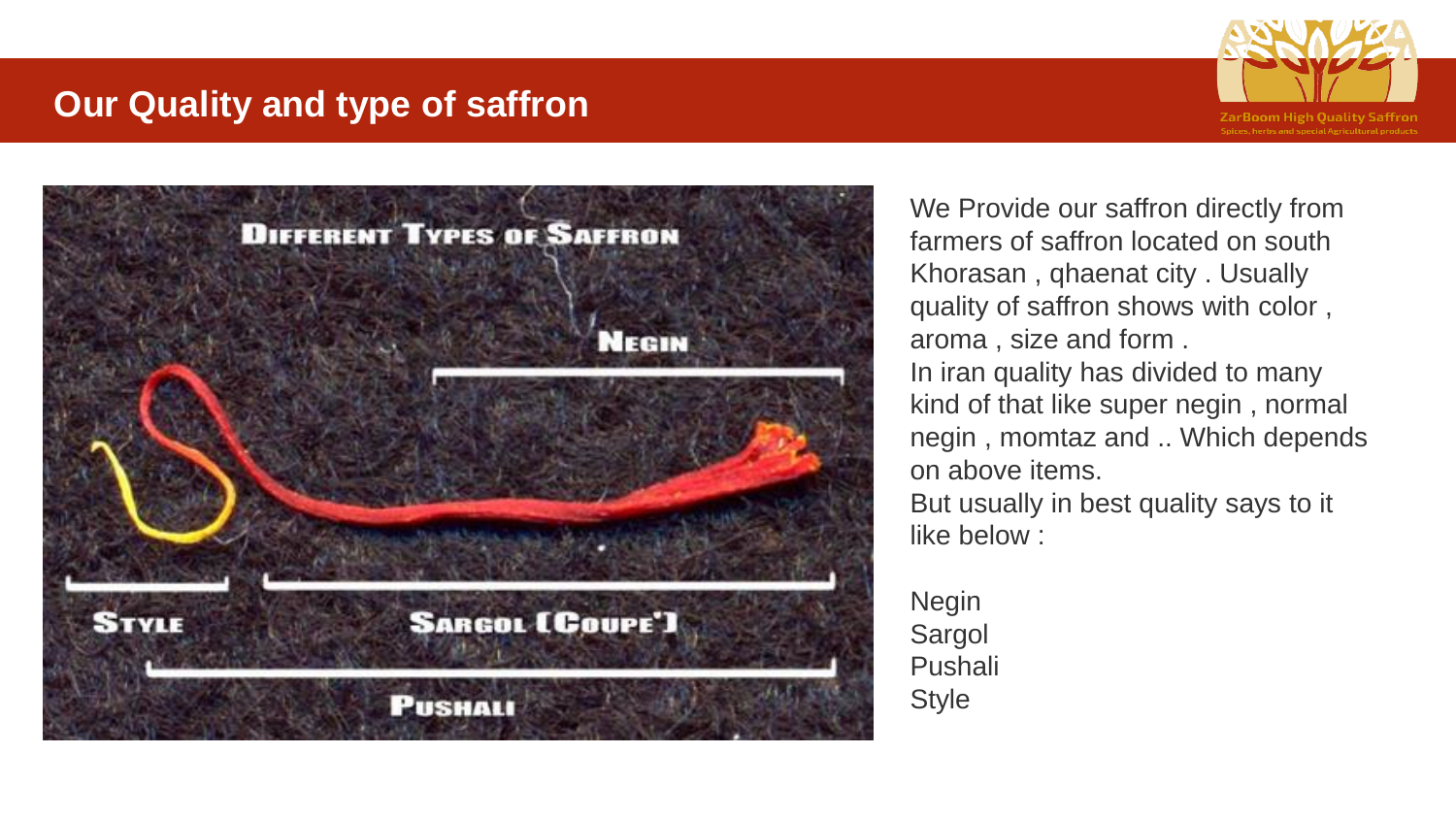# Our Quality and type of saffron

We Provide our saffron directly from farmers of saffron located on south Khorasan , qhaenat city . Usually quality of saffron shows with color , aroma , size and form .
In iran quality has divided to many kind of that like super negin , normal negin , momtaz and .. Which depends on above items.
But usually in best quality says to it like below :

Negin
Sargol
Pushali
Style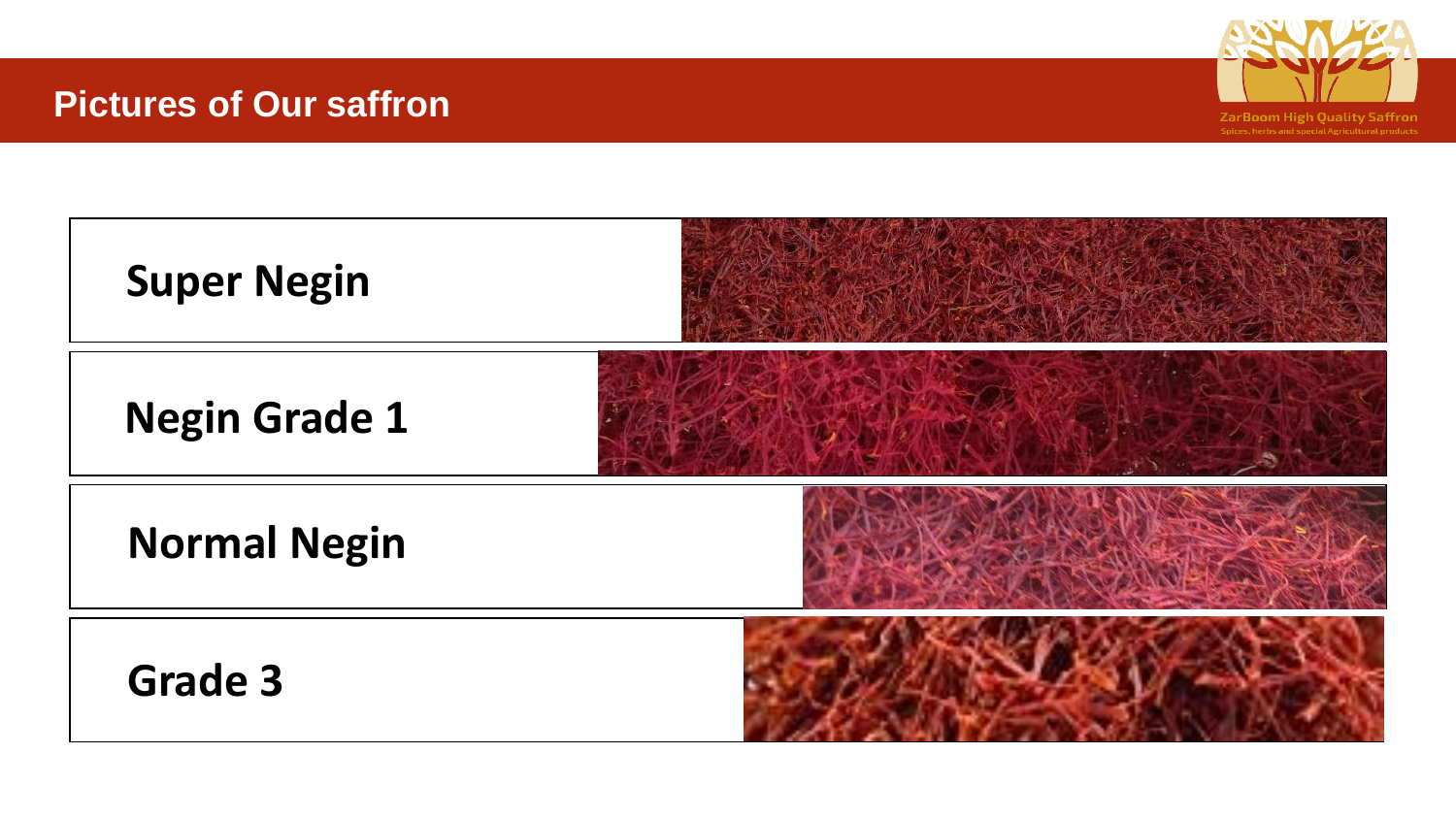# Pictures of Our saffron

**Super Negin**

**Negin Grade 1**

**Normal Negin**

**Grade 3**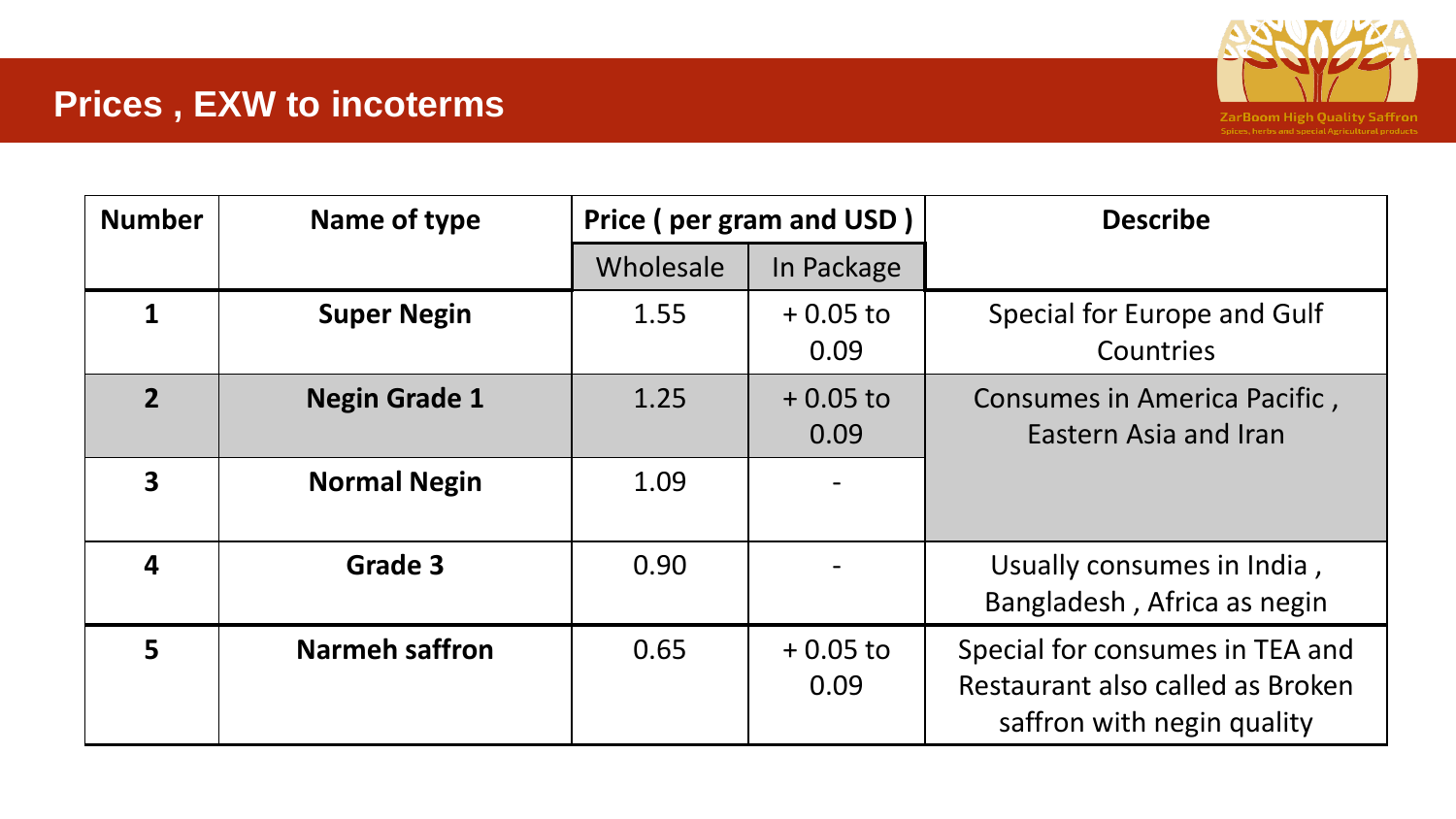## Prices , EXW to incoterms

ZarBoom High Quality Saffron
Spices, herbs and special Agricultural products

| Number | Name of type | Price ( per gram and USD ) | | Describe |
|---|---|---|---|---|
| | | Wholesale | In Package | |
| 1 | Super Negin | 1.55 | + 0.05 to 0.09 | Special for Europe and Gulf Countries |
| 2 | Negin Grade 1 | 1.25 | + 0.05 to 0.09 | Consumes in America Pacific , Eastern Asia and Iran |
| 3 | Normal Negin | 1.09 | - | |
| 4 | Grade 3 | 0.90 | - | Usually consumes in India , Bangladesh , Africa as negin |
| 5 | Narmeh saffron | 0.65 | + 0.05 to 0.09 | Special for consumes in TEA and Restaurant also called as Broken saffron with negin quality |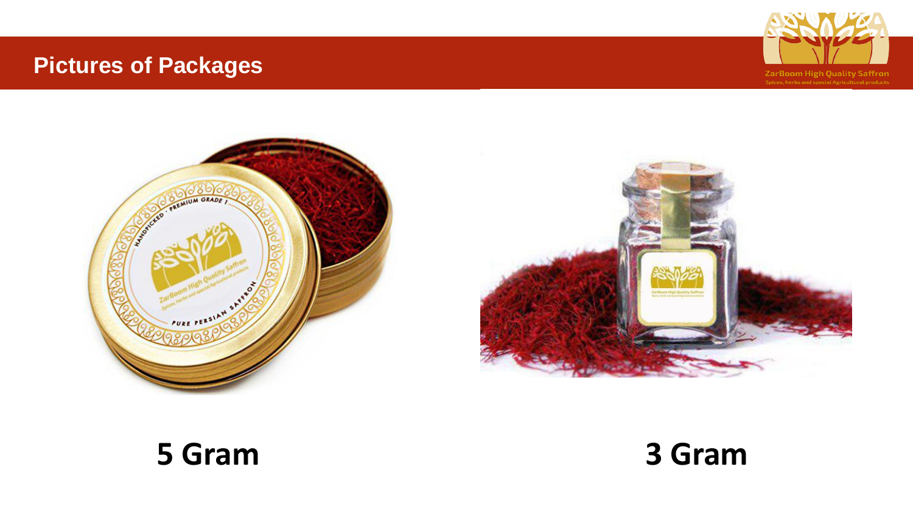# Pictures of Packages

**5 Gram**

**3 Gram**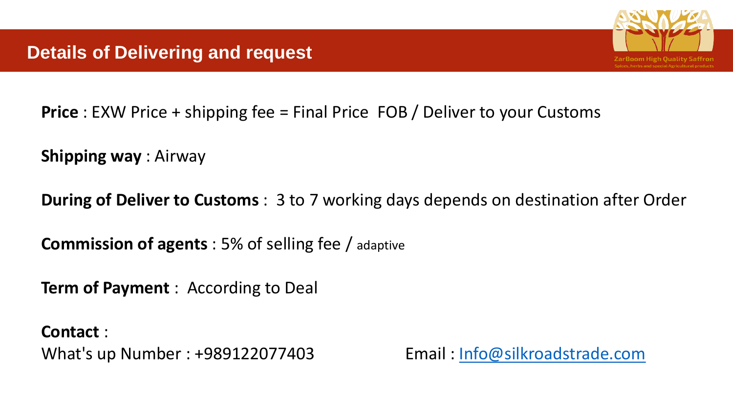# Details of Delivering and request

ZarBoom High Quality Saffron

Spices, herbs and special Agricultural products

**Price** : EXW Price + shipping fee = Final Price FOB / Deliver to your Customs

**Shipping way** : Airway

**During of Deliver to Customs** : 3 to 7 working days depends on destination after Order

**Commission of agents** : 5% of selling fee / adaptive

**Term of Payment** : According to Deal

**Contact** :

What's up Number : +989122077403 Email : Info@silkroadstrade.com